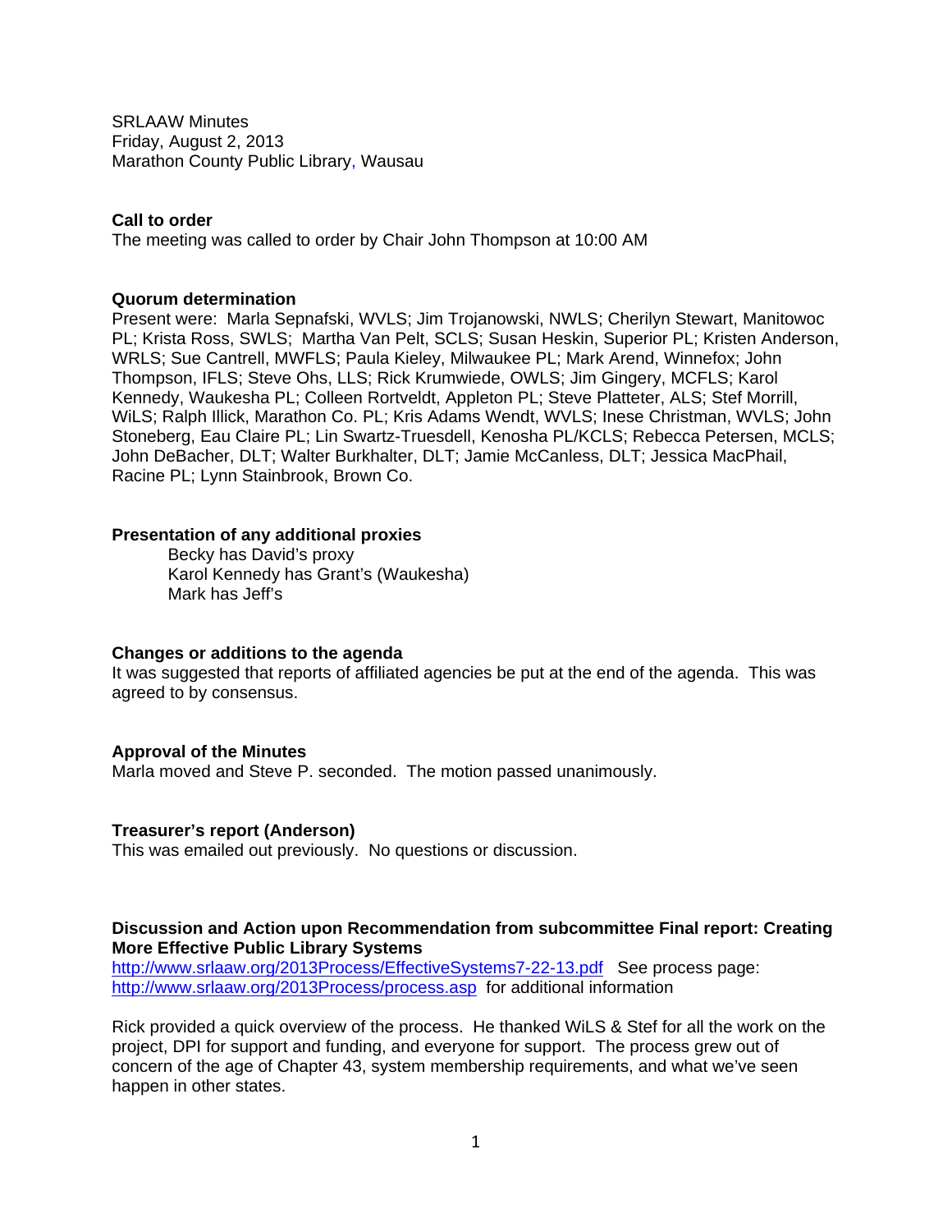SRLAAW Minutes
Friday, August 2, 2013
Marathon County Public Library, Wausau

**Call to order**
The meeting was called to order by Chair John Thompson at 10:00 AM

**Quorum determination**
Present were: Marla Sepnafski, WVLS; Jim Trojanowski, NWLS; Cherilyn Stewart, Manitowoc PL; Krista Ross, SWLS; Martha Van Pelt, SCLS; Susan Heskin, Superior PL; Kristen Anderson, WRLS; Sue Cantrell, MWFLS; Paula Kieley, Milwaukee PL; Mark Arend, Winnefox; John Thompson, IFLS; Steve Ohs, LLS; Rick Krumwiede, OWLS; Jim Gingery, MCFLS; Karol Kennedy, Waukesha PL; Colleen Rortveldt, Appleton PL; Steve Platteter, ALS; Stef Morrill, WiLS; Ralph Illick, Marathon Co. PL; Kris Adams Wendt, WVLS; Inese Christman, WVLS; John Stoneberg, Eau Claire PL; Lin Swartz-Truesdell, Kenosha PL/KCLS; Rebecca Petersen, MCLS; John DeBacher, DLT; Walter Burkhalter, DLT; Jamie McCanless, DLT; Jessica MacPhail, Racine PL; Lynn Stainbrook, Brown Co.

**Presentation of any additional proxies**

Becky has David's proxy
Karol Kennedy has Grant's (Waukesha)
Mark has Jeff's

**Changes or additions to the agenda**
It was suggested that reports of affiliated agencies be put at the end of the agenda. This was agreed to by consensus.

**Approval of the Minutes**
Marla moved and Steve P. seconded. The motion passed unanimously.

**Treasurer's report (Anderson)**
This was emailed out previously. No questions or discussion.

**Discussion and Action upon Recommendation from subcommittee Final report: Creating More Effective Public Library Systems**
http://www.srlaaw.org/2013Process/EffectiveSystems7-22-13.pdf See process page: http://www.srlaaw.org/2013Process/process.asp for additional information

Rick provided a quick overview of the process. He thanked WiLS & Stef for all the work on the project, DPI for support and funding, and everyone for support. The process grew out of concern of the age of Chapter 43, system membership requirements, and what we've seen happen in other states.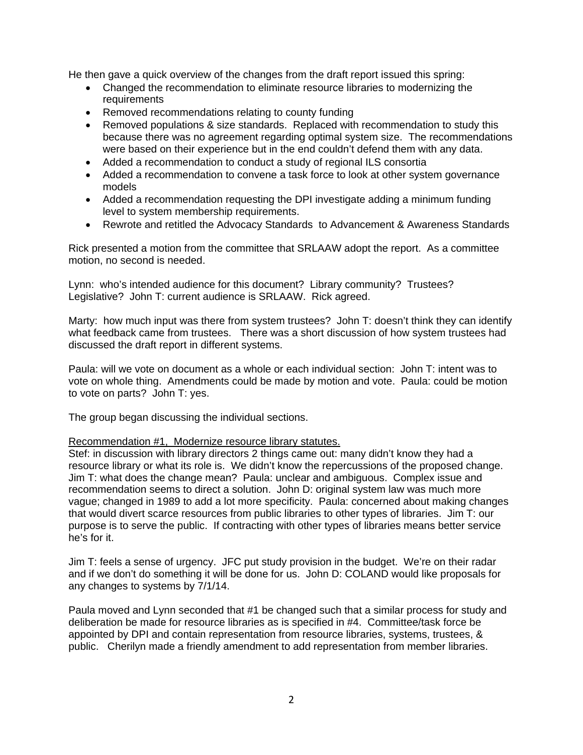He then gave a quick overview of the changes from the draft report issued this spring:

- Changed the recommendation to eliminate resource libraries to modernizing the requirements
- Removed recommendations relating to county funding
- Removed populations & size standards. Replaced with recommendation to study this because there was no agreement regarding optimal system size. The recommendations were based on their experience but in the end couldn't defend them with any data.
- Added a recommendation to conduct a study of regional ILS consortia
- Added a recommendation to convene a task force to look at other system governance models
- Added a recommendation requesting the DPI investigate adding a minimum funding level to system membership requirements.
- Rewrote and retitled the Advocacy Standards to Advancement & Awareness Standards

Rick presented a motion from the committee that SRLAAW adopt the report. As a committee motion, no second is needed.

Lynn: who's intended audience for this document? Library community? Trustees? Legislative? John T: current audience is SRLAAW. Rick agreed.

Marty: how much input was there from system trustees? John T: doesn't think they can identify what feedback came from trustees. There was a short discussion of how system trustees had discussed the draft report in different systems.

Paula: will we vote on document as a whole or each individual section: John T: intent was to vote on whole thing. Amendments could be made by motion and vote. Paula: could be motion to vote on parts? John T: yes.

The group began discussing the individual sections.

<u>Recommendation #1, Modernize resource library statutes.</u>
Stef: in discussion with library directors 2 things came out: many didn't know they had a resource library or what its role is. We didn't know the repercussions of the proposed change. Jim T: what does the change mean? Paula: unclear and ambiguous. Complex issue and recommendation seems to direct a solution. John D: original system law was much more vague; changed in 1989 to add a lot more specificity. Paula: concerned about making changes that would divert scarce resources from public libraries to other types of libraries. Jim T: our purpose is to serve the public. If contracting with other types of libraries means better service he's for it.

Jim T: feels a sense of urgency. JFC put study provision in the budget. We're on their radar and if we don't do something it will be done for us. John D: COLAND would like proposals for any changes to systems by 7/1/14.

Paula moved and Lynn seconded that #1 be changed such that a similar process for study and deliberation be made for resource libraries as is specified in #4. Committee/task force be appointed by DPI and contain representation from resource libraries, systems, trustees, & public. Cherilyn made a friendly amendment to add representation from member libraries.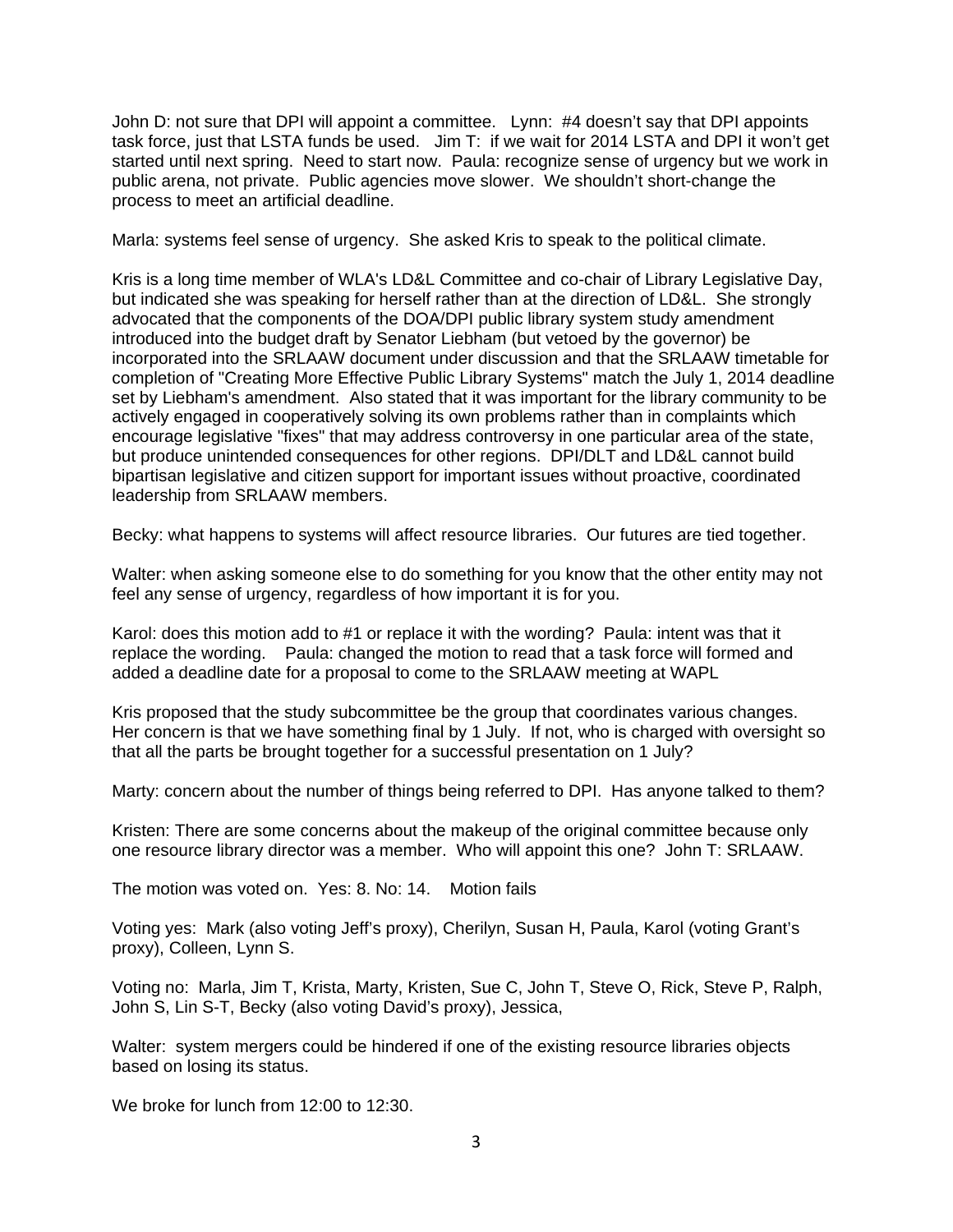John D: not sure that DPI will appoint a committee.  Lynn: #4 doesn't say that DPI appoints task force, just that LSTA funds be used.  Jim T: if we wait for 2014 LSTA and DPI it won't get started until next spring. Need to start now. Paula: recognize sense of urgency but we work in public arena, not private. Public agencies move slower. We shouldn't short-change the process to meet an artificial deadline.

Marla: systems feel sense of urgency. She asked Kris to speak to the political climate.

Kris is a long time member of WLA's LD&L Committee and co-chair of Library Legislative Day, but indicated she was speaking for herself rather than at the direction of LD&L. She strongly advocated that the components of the DOA/DPI public library system study amendment introduced into the budget draft by Senator Liebham (but vetoed by the governor) be incorporated into the SRLAAW document under discussion and that the SRLAAW timetable for completion of "Creating More Effective Public Library Systems" match the July 1, 2014 deadline set by Liebham's amendment. Also stated that it was important for the library community to be actively engaged in cooperatively solving its own problems rather than in complaints which encourage legislative "fixes" that may address controversy in one particular area of the state, but produce unintended consequences for other regions. DPI/DLT and LD&L cannot build bipartisan legislative and citizen support for important issues without proactive, coordinated leadership from SRLAAW members.

Becky: what happens to systems will affect resource libraries. Our futures are tied together.

Walter: when asking someone else to do something for you know that the other entity may not feel any sense of urgency, regardless of how important it is for you.

Karol: does this motion add to #1 or replace it with the wording? Paula: intent was that it replace the wording. Paula: changed the motion to read that a task force will formed and added a deadline date for a proposal to come to the SRLAAW meeting at WAPL

Kris proposed that the study subcommittee be the group that coordinates various changes. Her concern is that we have something final by 1 July. If not, who is charged with oversight so that all the parts be brought together for a successful presentation on 1 July?

Marty: concern about the number of things being referred to DPI. Has anyone talked to them?

Kristen: There are some concerns about the makeup of the original committee because only one resource library director was a member. Who will appoint this one? John T: SRLAAW.

The motion was voted on. Yes: 8. No: 14. Motion fails

Voting yes: Mark (also voting Jeff's proxy), Cherilyn, Susan H, Paula, Karol (voting Grant's proxy), Colleen, Lynn S.

Voting no: Marla, Jim T, Krista, Marty, Kristen, Sue C, John T, Steve O, Rick, Steve P, Ralph, John S, Lin S-T, Becky (also voting David's proxy), Jessica,

Walter: system mergers could be hindered if one of the existing resource libraries objects based on losing its status.

We broke for lunch from 12:00 to 12:30.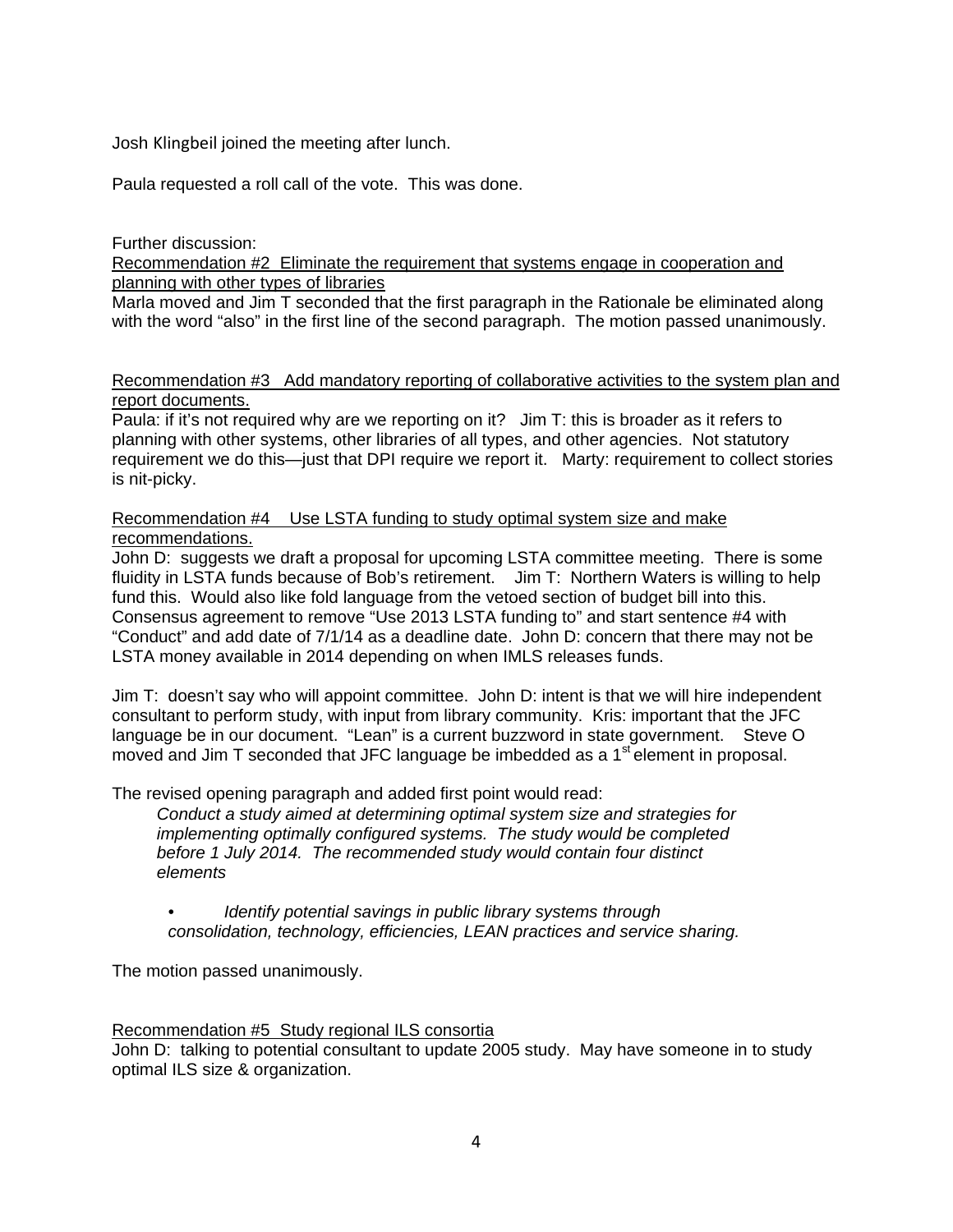Josh Klingbeil joined the meeting after lunch.

Paula requested a roll call of the vote. This was done.

Further discussion:

Recommendation #2 Eliminate the requirement that systems engage in cooperation and planning with other types of libraries

Marla moved and Jim T seconded that the first paragraph in the Rationale be eliminated along with the word "also" in the first line of the second paragraph. The motion passed unanimously.

Recommendation #3 Add mandatory reporting of collaborative activities to the system plan and report documents.

Paula: if it's not required why are we reporting on it? Jim T: this is broader as it refers to planning with other systems, other libraries of all types, and other agencies. Not statutory requirement we do this—just that DPI require we report it. Marty: requirement to collect stories is nit-picky.

Recommendation #4 Use LSTA funding to study optimal system size and make recommendations.

John D: suggests we draft a proposal for upcoming LSTA committee meeting. There is some fluidity in LSTA funds because of Bob's retirement. Jim T: Northern Waters is willing to help fund this. Would also like fold language from the vetoed section of budget bill into this. Consensus agreement to remove "Use 2013 LSTA funding to" and start sentence #4 with "Conduct" and add date of 7/1/14 as a deadline date. John D: concern that there may not be LSTA money available in 2014 depending on when IMLS releases funds.

Jim T: doesn't say who will appoint committee. John D: intent is that we will hire independent consultant to perform study, with input from library community. Kris: important that the JFC language be in our document. "Lean" is a current buzzword in state government. Steve O moved and Jim T seconded that JFC language be imbedded as a 1st element in proposal.

The revised opening paragraph and added first point would read:

> *Conduct a study aimed at determining optimal system size and strategies for implementing optimally configured systems. The study would be completed before 1 July 2014. The recommended study would contain four distinct elements*
>
> - *Identify potential savings in public library systems through consolidation, technology, efficiencies, LEAN practices and service sharing.*

The motion passed unanimously.

Recommendation #5 Study regional ILS consortia

John D: talking to potential consultant to update 2005 study. May have someone in to study optimal ILS size & organization.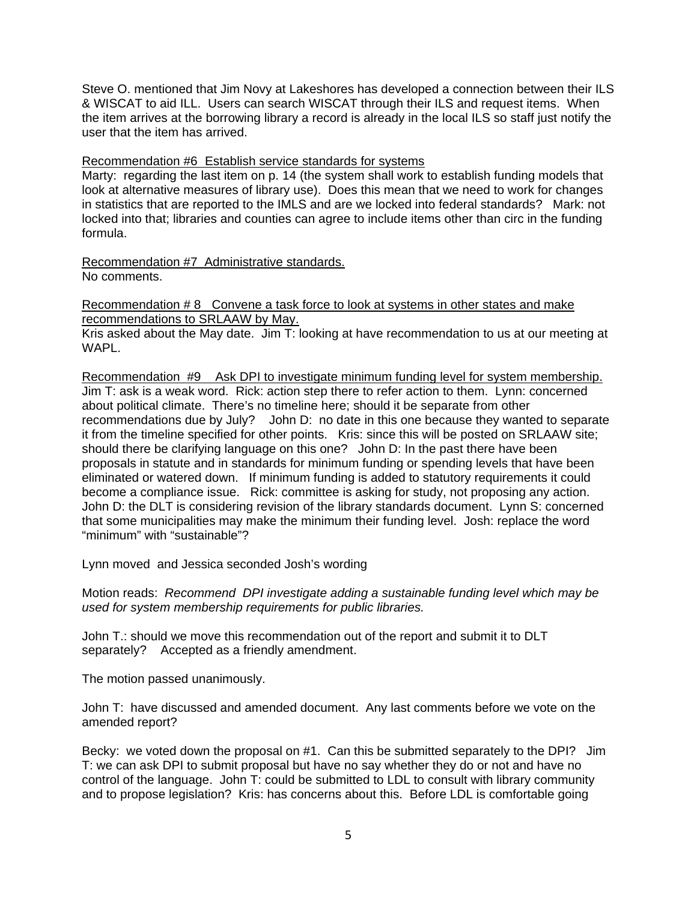Steve O. mentioned that Jim Novy at Lakeshores has developed a connection between their ILS & WISCAT to aid ILL. Users can search WISCAT through their ILS and request items. When the item arrives at the borrowing library a record is already in the local ILS so staff just notify the user that the item has arrived.

<u>Recommendation #6 Establish service standards for systems</u>
Marty: regarding the last item on p. 14 (the system shall work to establish funding models that look at alternative measures of library use). Does this mean that we need to work for changes in statistics that are reported to the IMLS and are we locked into federal standards? Mark: not locked into that; libraries and counties can agree to include items other than circ in the funding formula.

<u>Recommendation #7 Administrative standards.</u>
No comments.

<u>Recommendation # 8 Convene a task force to look at systems in other states and make recommendations to SRLAAW by May.</u>
Kris asked about the May date. Jim T: looking at have recommendation to us at our meeting at WAPL.

<u>Recommendation #9 Ask DPI to investigate minimum funding level for system membership.</u>
Jim T: ask is a weak word. Rick: action step there to refer action to them. Lynn: concerned about political climate. There's no timeline here; should it be separate from other recommendations due by July? John D: no date in this one because they wanted to separate it from the timeline specified for other points. Kris: since this will be posted on SRLAAW site; should there be clarifying language on this one? John D: In the past there have been proposals in statute and in standards for minimum funding or spending levels that have been eliminated or watered down. If minimum funding is added to statutory requirements it could become a compliance issue. Rick: committee is asking for study, not proposing any action. John D: the DLT is considering revision of the library standards document. Lynn S: concerned that some municipalities may make the minimum their funding level. Josh: replace the word "minimum" with "sustainable"?

Lynn moved and Jessica seconded Josh's wording

Motion reads: *Recommend DPI investigate adding a sustainable funding level which may be used for system membership requirements for public libraries.*

John T.: should we move this recommendation out of the report and submit it to DLT separately? Accepted as a friendly amendment.

The motion passed unanimously.

John T: have discussed and amended document. Any last comments before we vote on the amended report?

Becky: we voted down the proposal on #1. Can this be submitted separately to the DPI? Jim T: we can ask DPI to submit proposal but have no say whether they do or not and have no control of the language. John T: could be submitted to LDL to consult with library community and to propose legislation? Kris: has concerns about this. Before LDL is comfortable going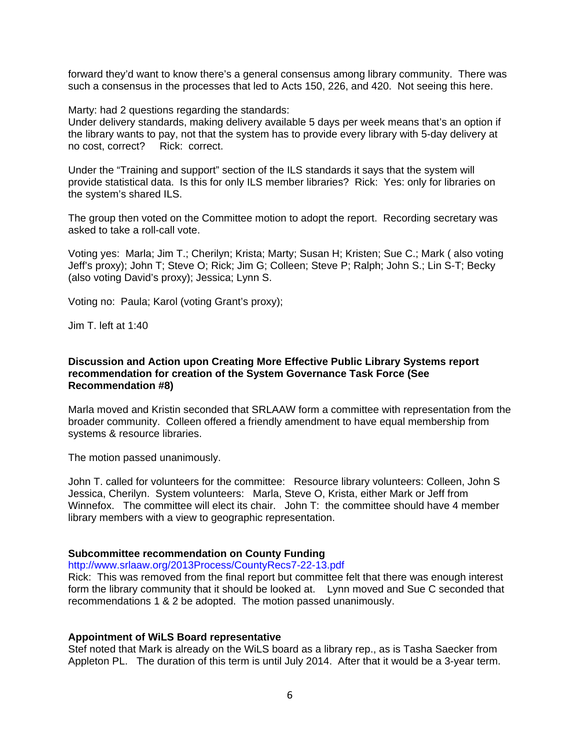forward they'd want to know there's a general consensus among library community. There was such a consensus in the processes that led to Acts 150, 226, and 420. Not seeing this here.

Marty: had 2 questions regarding the standards:
Under delivery standards, making delivery available 5 days per week means that's an option if the library wants to pay, not that the system has to provide every library with 5-day delivery at no cost, correct? Rick: correct.

Under the "Training and support" section of the ILS standards it says that the system will provide statistical data. Is this for only ILS member libraries? Rick: Yes: only for libraries on the system's shared ILS.

The group then voted on the Committee motion to adopt the report. Recording secretary was asked to take a roll-call vote.

Voting yes: Marla; Jim T.; Cherilyn; Krista; Marty; Susan H; Kristen; Sue C.; Mark ( also voting Jeff's proxy); John T; Steve O; Rick; Jim G; Colleen; Steve P; Ralph; John S.; Lin S-T; Becky (also voting David's proxy); Jessica; Lynn S.

Voting no: Paula; Karol (voting Grant's proxy);

Jim T. left at 1:40

**Discussion and Action upon Creating More Effective Public Library Systems report recommendation for creation of the System Governance Task Force (See Recommendation #8)**

Marla moved and Kristin seconded that SRLAAW form a committee with representation from the broader community. Colleen offered a friendly amendment to have equal membership from systems & resource libraries.

The motion passed unanimously.

John T. called for volunteers for the committee: Resource library volunteers: Colleen, John S Jessica, Cherilyn. System volunteers: Marla, Steve O, Krista, either Mark or Jeff from Winnefox. The committee will elect its chair. John T: the committee should have 4 member library members with a view to geographic representation.

**Subcommittee recommendation on County Funding**
http://www.srlaaw.org/2013Process/CountyRecs7-22-13.pdf
Rick: This was removed from the final report but committee felt that there was enough interest form the library community that it should be looked at. Lynn moved and Sue C seconded that recommendations 1 & 2 be adopted. The motion passed unanimously.

**Appointment of WiLS Board representative**
Stef noted that Mark is already on the WiLS board as a library rep., as is Tasha Saecker from Appleton PL. The duration of this term is until July 2014. After that it would be a 3-year term.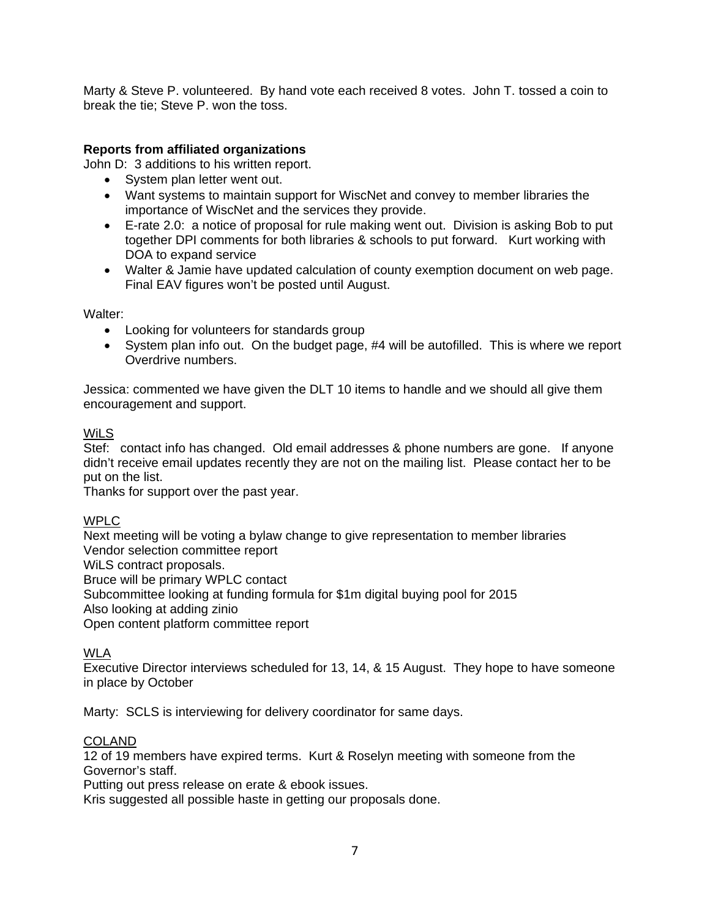Marty & Steve P. volunteered. By hand vote each received 8 votes. John T. tossed a coin to break the tie; Steve P. won the toss.

**Reports from affiliated organizations**

John D: 3 additions to his written report.

- System plan letter went out.
- Want systems to maintain support for WiscNet and convey to member libraries the importance of WiscNet and the services they provide.
- E-rate 2.0: a notice of proposal for rule making went out. Division is asking Bob to put together DPI comments for both libraries & schools to put forward. Kurt working with DOA to expand service
- Walter & Jamie have updated calculation of county exemption document on web page. Final EAV figures won't be posted until August.

Walter:

- Looking for volunteers for standards group
- System plan info out. On the budget page, #4 will be autofilled. This is where we report Overdrive numbers.

Jessica: commented we have given the DLT 10 items to handle and we should all give them encouragement and support.

<u>WiLS</u>

Stef: contact info has changed. Old email addresses & phone numbers are gone. If anyone didn't receive email updates recently they are not on the mailing list. Please contact her to be put on the list.

Thanks for support over the past year.

<u>WPLC</u>

Next meeting will be voting a bylaw change to give representation to member libraries
Vendor selection committee report
WiLS contract proposals.
Bruce will be primary WPLC contact
Subcommittee looking at funding formula for $1m digital buying pool for 2015
Also looking at adding zinio
Open content platform committee report

<u>WLA</u>

Executive Director interviews scheduled for 13, 14, & 15 August. They hope to have someone in place by October

Marty: SCLS is interviewing for delivery coordinator for same days.

<u>COLAND</u>

12 of 19 members have expired terms. Kurt & Roselyn meeting with someone from the Governor's staff.
Putting out press release on erate & ebook issues.
Kris suggested all possible haste in getting our proposals done.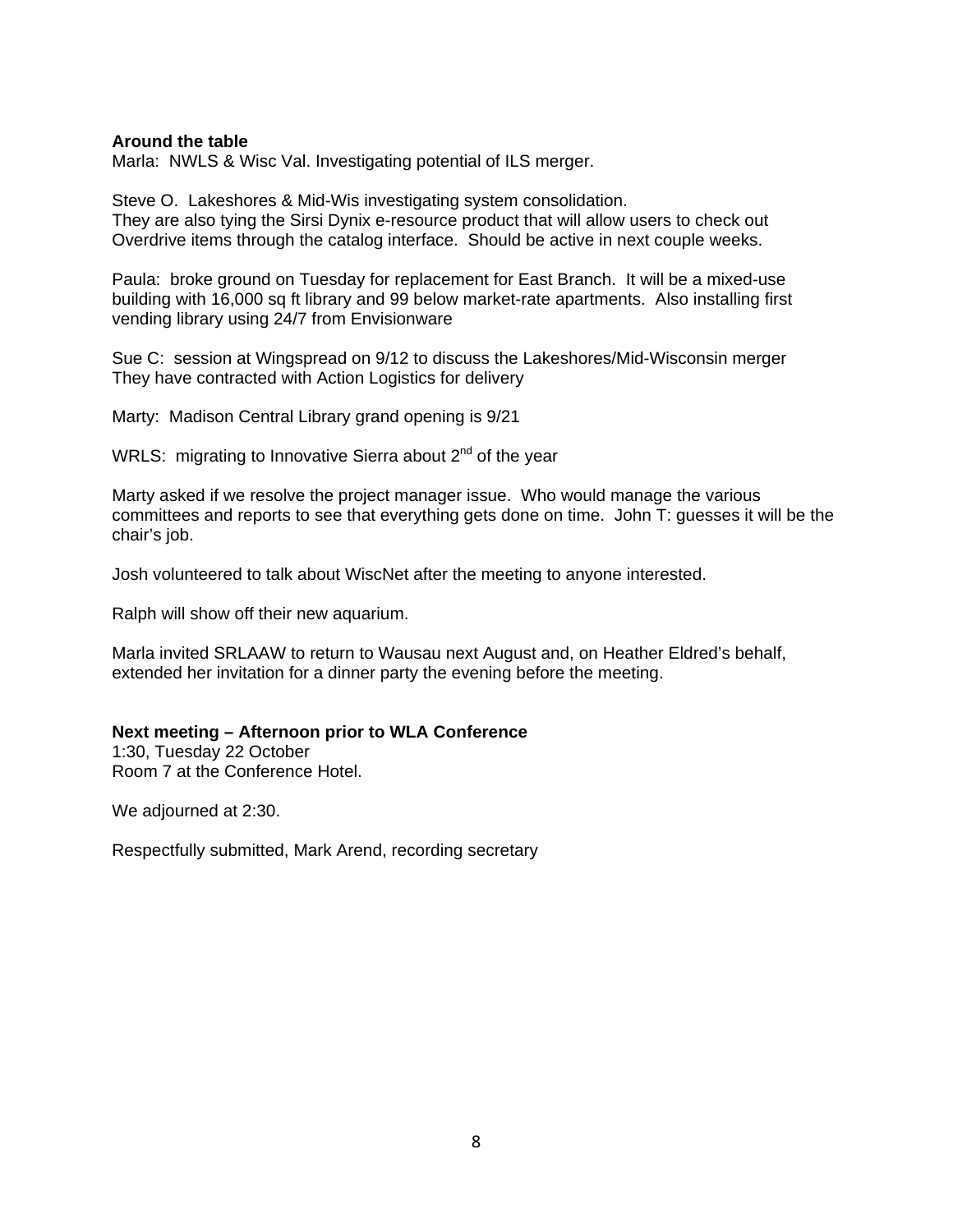**Around the table**

Marla: NWLS & Wisc Val. Investigating potential of ILS merger.

Steve O. Lakeshores & Mid-Wis investigating system consolidation.
They are also tying the Sirsi Dynix e-resource product that will allow users to check out Overdrive items through the catalog interface. Should be active in next couple weeks.

Paula: broke ground on Tuesday for replacement for East Branch. It will be a mixed-use building with 16,000 sq ft library and 99 below market-rate apartments. Also installing first vending library using 24/7 from Envisionware

Sue C: session at Wingspread on 9/12 to discuss the Lakeshores/Mid-Wisconsin merger
They have contracted with Action Logistics for delivery

Marty: Madison Central Library grand opening is 9/21

WRLS: migrating to Innovative Sierra about 2nd of the year

Marty asked if we resolve the project manager issue. Who would manage the various committees and reports to see that everything gets done on time. John T: guesses it will be the chair's job.

Josh volunteered to talk about WiscNet after the meeting to anyone interested.

Ralph will show off their new aquarium.

Marla invited SRLAAW to return to Wausau next August and, on Heather Eldred's behalf, extended her invitation for a dinner party the evening before the meeting.

**Next meeting – Afternoon prior to WLA Conference**
1:30, Tuesday 22 October
Room 7 at the Conference Hotel.

We adjourned at 2:30.

Respectfully submitted, Mark Arend, recording secretary